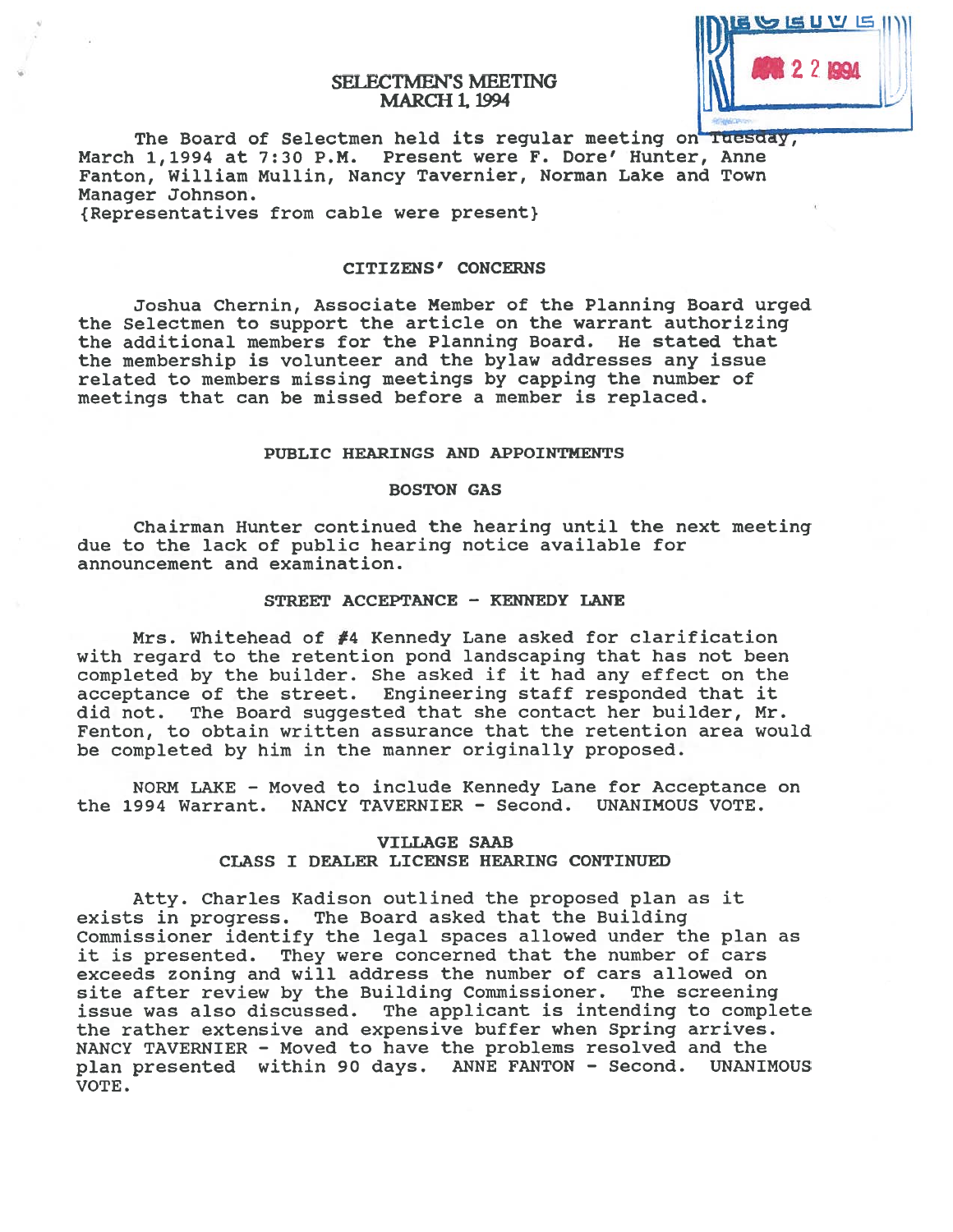# SELECTMEN'S MEETING
## MARCH 1, 1994

The Board of Selectmen held its regular meeting on Tuesday, March 1,1994 at 7:30 P.M. Present were F. Dore' Hunter, Anne Fanton, William Mullin, Nancy Tavernier, Norman Lake and Town Manager Johnson.
{Representatives from cable were present}

### CITIZENS' CONCERNS

Joshua Chernin, Associate Member of the Planning Board urged the Selectmen to support the article on the warrant authorizing the additional members for the Planning Board. He stated that the membership is volunteer and the bylaw addresses any issue related to members missing meetings by capping the number of meetings that can be missed before a member is replaced.

### PUBLIC HEARINGS AND APPOINTMENTS

#### BOSTON GAS

Chairman Hunter continued the hearing until the next meeting due to the lack of public hearing notice available for announcement and examination.

#### STREET ACCEPTANCE - KENNEDY LANE

Mrs. Whitehead of #4 Kennedy Lane asked for clarification with regard to the retention pond landscaping that has not been completed by the builder. She asked if it had any effect on the acceptance of the street. Engineering staff responded that it did not. The Board suggested that she contact her builder, Mr. Fenton, to obtain written assurance that the retention area would be completed by him in the manner originally proposed.

NORM LAKE - Moved to include Kennedy Lane for Acceptance on the 1994 Warrant. NANCY TAVERNIER - Second. UNANIMOUS VOTE.

#### VILLAGE SAAB
#### CLASS I DEALER LICENSE HEARING CONTINUED

Atty. Charles Kadison outlined the proposed plan as it exists in progress. The Board asked that the Building Commissioner identify the legal spaces allowed under the plan as it is presented. They were concerned that the number of cars exceeds zoning and will address the number of cars allowed on site after review by the Building Commissioner. The screening issue was also discussed. The applicant is intending to complete the rather extensive and expensive buffer when Spring arrives. NANCY TAVERNIER - Moved to have the problems resolved and the plan presented within 90 days. ANNE FANTON - Second. UNANIMOUS VOTE.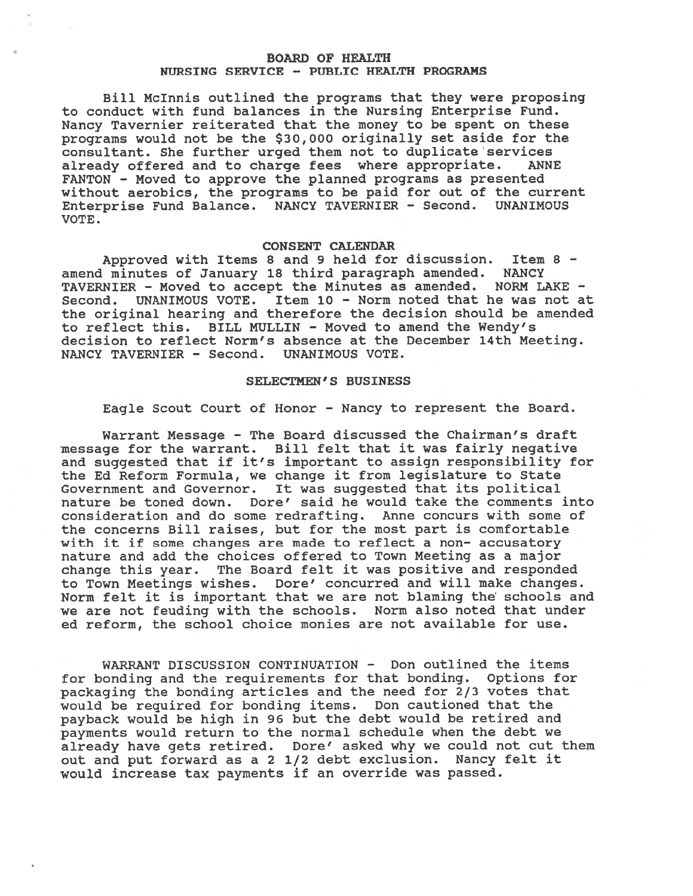## BOARD OF HEALTH
### NURSING SERVICE - PUBLIC HEALTH PROGRAMS

Bill McInnis outlined the programs that they were proposing to conduct with fund balances in the Nursing Enterprise Fund. Nancy Tavernier reiterated that the money to be spent on these programs would not be the $30,000 originally set aside for the consultant. She further urged them not to duplicate services already offered and to charge fees where appropriate. ANNE FANTON - Moved to approve the planned programs as presented without aerobics, the programs to be paid for out of the current Enterprise Fund Balance. NANCY TAVERNIER - Second. UNANIMOUS VOTE.

## CONSENT CALENDAR

Approved with Items 8 and 9 held for discussion. Item 8 - amend minutes of January 18 third paragraph amended. NANCY TAVERNIER - Moved to accept the Minutes as amended. NORM LAKE - Second. UNANIMOUS VOTE. Item 10 - Norm noted that he was not at the original hearing and therefore the decision should be amended to reflect this. BILL MULLIN - Moved to amend the Wendy's decision to reflect Norm's absence at the December 14th Meeting. NANCY TAVERNIER - Second. UNANIMOUS VOTE.

## SELECTMEN'S BUSINESS

Eagle Scout Court of Honor - Nancy to represent the Board.

Warrant Message - The Board discussed the Chairman's draft message for the warrant. Bill felt that it was fairly negative and suggested that if it's important to assign responsibility for the Ed Reform Formula, we change it from legislature to State Government and Governor. It was suggested that its political nature be toned down. Dore' said he would take the comments into consideration and do some redrafting. Anne concurs with some of the concerns Bill raises, but for the most part is comfortable with it if some changes are made to reflect a non- accusatory nature and add the choices offered to Town Meeting as a major change this year. The Board felt it was positive and responded to Town Meetings wishes. Dore' concurred and will make changes. Norm felt it is important that we are not blaming the schools and we are not feuding with the schools. Norm also noted that under ed reform, the school choice monies are not available for use.

WARRANT DISCUSSION CONTINUATION - Don outlined the items for bonding and the requirements for that bonding. Options for packaging the bonding articles and the need for 2/3 votes that would be required for bonding items. Don cautioned that the payback would be high in 96 but the debt would be retired and payments would return to the normal schedule when the debt we already have gets retired. Dore' asked why we could not cut them out and put forward as a 2 1/2 debt exclusion. Nancy felt it would increase tax payments if an override was passed.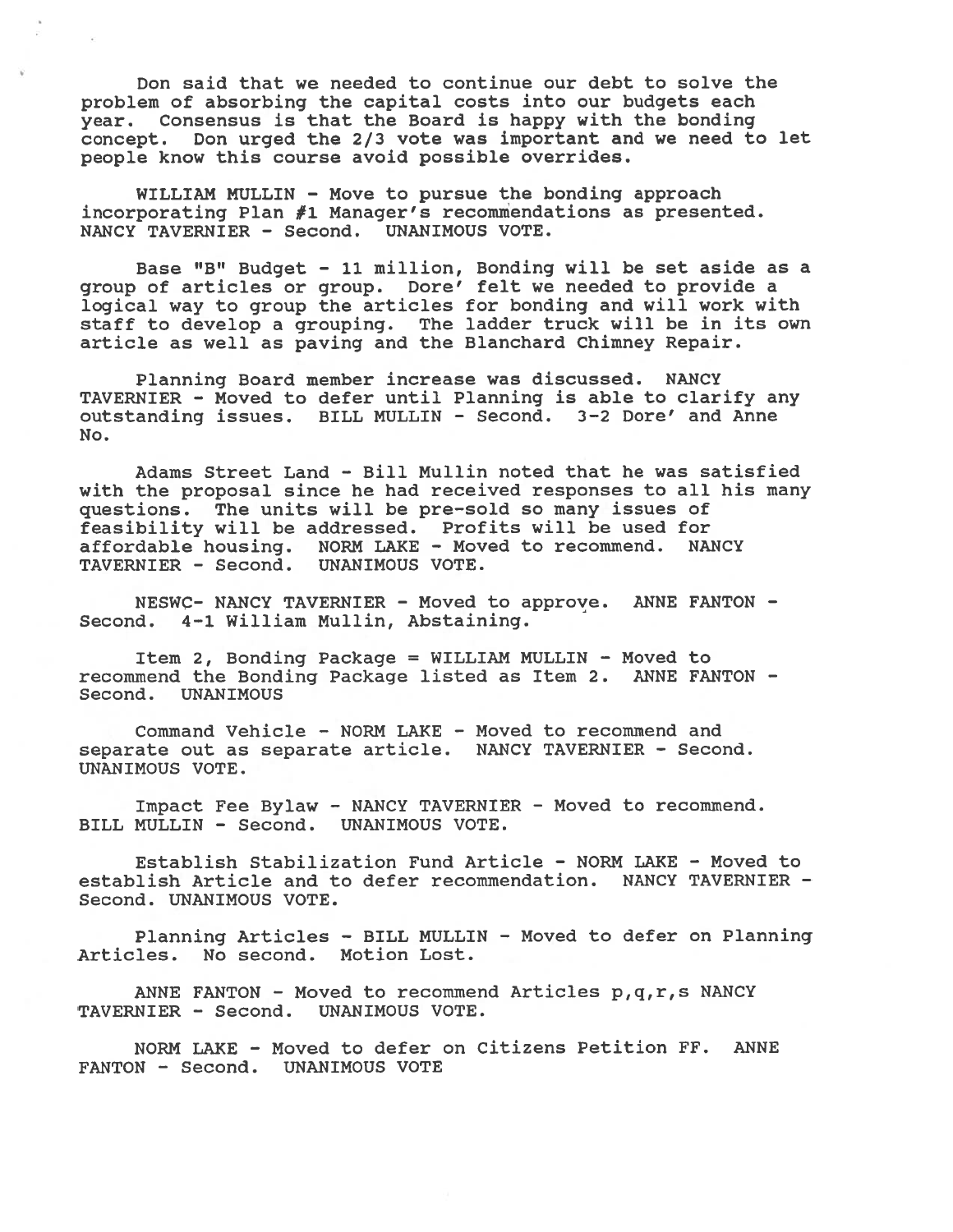Don said that we needed to continue our debt to solve the problem of absorbing the capital costs into our budgets each year. Consensus is that the Board is happy with the bonding concept. Don urged the 2/3 vote was important and we need to let people know this course avoid possible overrides.

WILLIAM MULLIN - Move to pursue the bonding approach incorporating Plan #1 Manager's recommendations as presented. NANCY TAVERNIER - Second. UNANIMOUS VOTE.

Base "B" Budget - 11 million, Bonding will be set aside as a group of articles or group. Dore' felt we needed to provide a logical way to group the articles for bonding and will work with staff to develop a grouping. The ladder truck will be in its own article as well as paving and the Blanchard Chimney Repair.

Planning Board member increase was discussed. NANCY TAVERNIER - Moved to defer until Planning is able to clarify any outstanding issues. BILL MULLIN - Second. 3-2 Dore' and Anne No.

Adams Street Land - Bill Mullin noted that he was satisfied with the proposal since he had received responses to all his many questions. The units will be pre-sold so many issues of feasibility will be addressed. Profits will be used for affordable housing. NORM LAKE - Moved to recommend. NANCY TAVERNIER - Second. UNANIMOUS VOTE.

NESWC- NANCY TAVERNIER - Moved to approve. ANNE FANTON - Second. 4-1 William Mullin, Abstaining.

Item 2, Bonding Package = WILLIAM MULLIN - Moved to recommend the Bonding Package listed as Item 2. ANNE FANTON - Second. UNANIMOUS

Command Vehicle - NORM LAKE - Moved to recommend and separate out as separate article. NANCY TAVERNIER - Second. UNANIMOUS VOTE.

Impact Fee Bylaw - NANCY TAVERNIER - Moved to recommend. BILL MULLIN - Second. UNANIMOUS VOTE.

Establish Stabilization Fund Article - NORM LAKE - Moved to establish Article and to defer recommendation. NANCY TAVERNIER - Second. UNANIMOUS VOTE.

Planning Articles - BILL MULLIN - Moved to defer on Planning Articles. No second. Motion Lost.

ANNE FANTON - Moved to recommend Articles p,q,r,s NANCY TAVERNIER - Second. UNANIMOUS VOTE.

NORM LAKE - Moved to defer on Citizens Petition FF. ANNE FANTON - Second. UNANIMOUS VOTE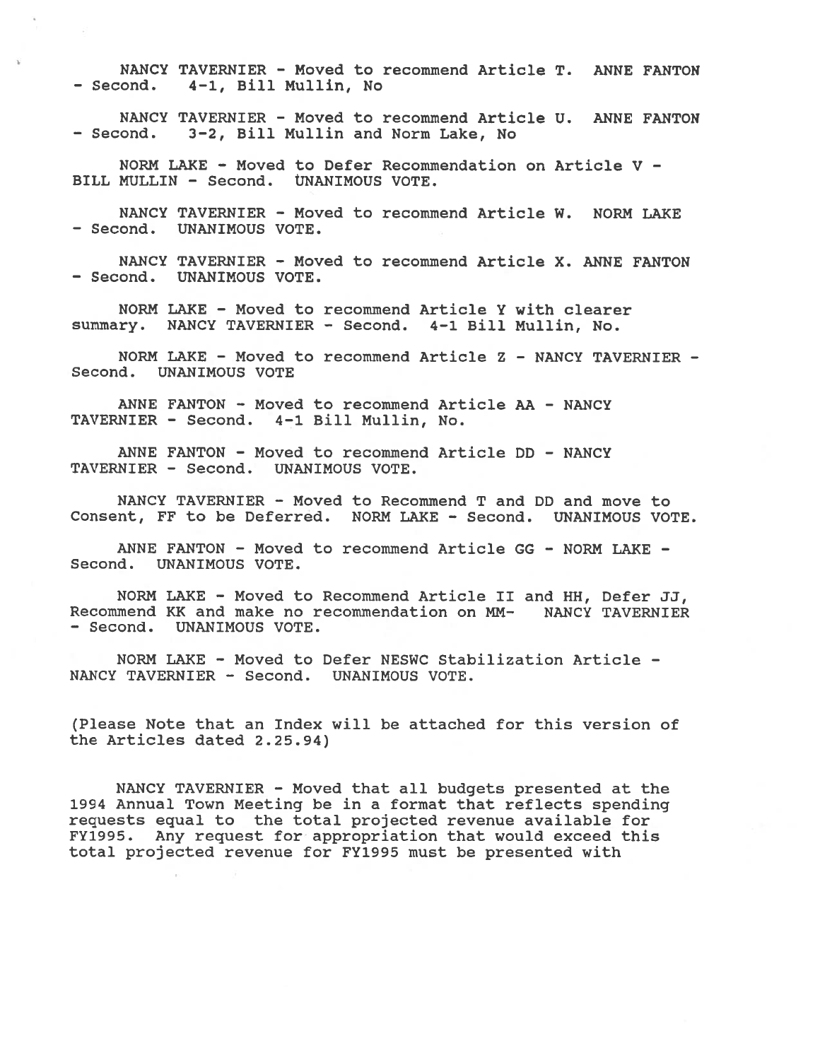NANCY TAVERNIER - Moved to recommend Article T. ANNE FANTON - Second. 4-1, Bill Mullin, No

NANCY TAVERNIER - Moved to recommend Article U. ANNE FANTON - Second. 3-2, Bill Mullin and Norm Lake, No

NORM LAKE - Moved to Defer Recommendation on Article V - BILL MULLIN - Second. UNANIMOUS VOTE.

NANCY TAVERNIER - Moved to recommend Article W. NORM LAKE - Second. UNANIMOUS VOTE.

NANCY TAVERNIER - Moved to recommend Article X. ANNE FANTON - Second. UNANIMOUS VOTE.

NORM LAKE - Moved to recommend Article Y with clearer summary. NANCY TAVERNIER - Second. 4-1 Bill Mullin, No.

NORM LAKE - Moved to recommend Article Z - NANCY TAVERNIER - Second. UNANIMOUS VOTE

ANNE FANTON - Moved to recommend Article AA - NANCY TAVERNIER - Second. 4-1 Bill Mullin, No.

ANNE FANTON - Moved to recommend Article DD - NANCY TAVERNIER - Second. UNANIMOUS VOTE.

NANCY TAVERNIER - Moved to Recommend T and DD and move to Consent, FF to be Deferred. NORM LAKE - Second. UNANIMOUS VOTE.

ANNE FANTON - Moved to recommend Article GG - NORM LAKE - Second. UNANIMOUS VOTE.

NORM LAKE - Moved to Recommend Article II and HH, Defer JJ, Recommend KK and make no recommendation on MM- NANCY TAVERNIER - Second. UNANIMOUS VOTE.

NORM LAKE - Moved to Defer NESWC Stabilization Article - NANCY TAVERNIER - Second. UNANIMOUS VOTE.

(Please Note that an Index will be attached for this version of the Articles dated 2.25.94)

NANCY TAVERNIER - Moved that all budgets presented at the 1994 Annual Town Meeting be in a format that reflects spending requests equal to the total projected revenue available for FY1995. Any request for appropriation that would exceed this total projected revenue for FY1995 must be presented with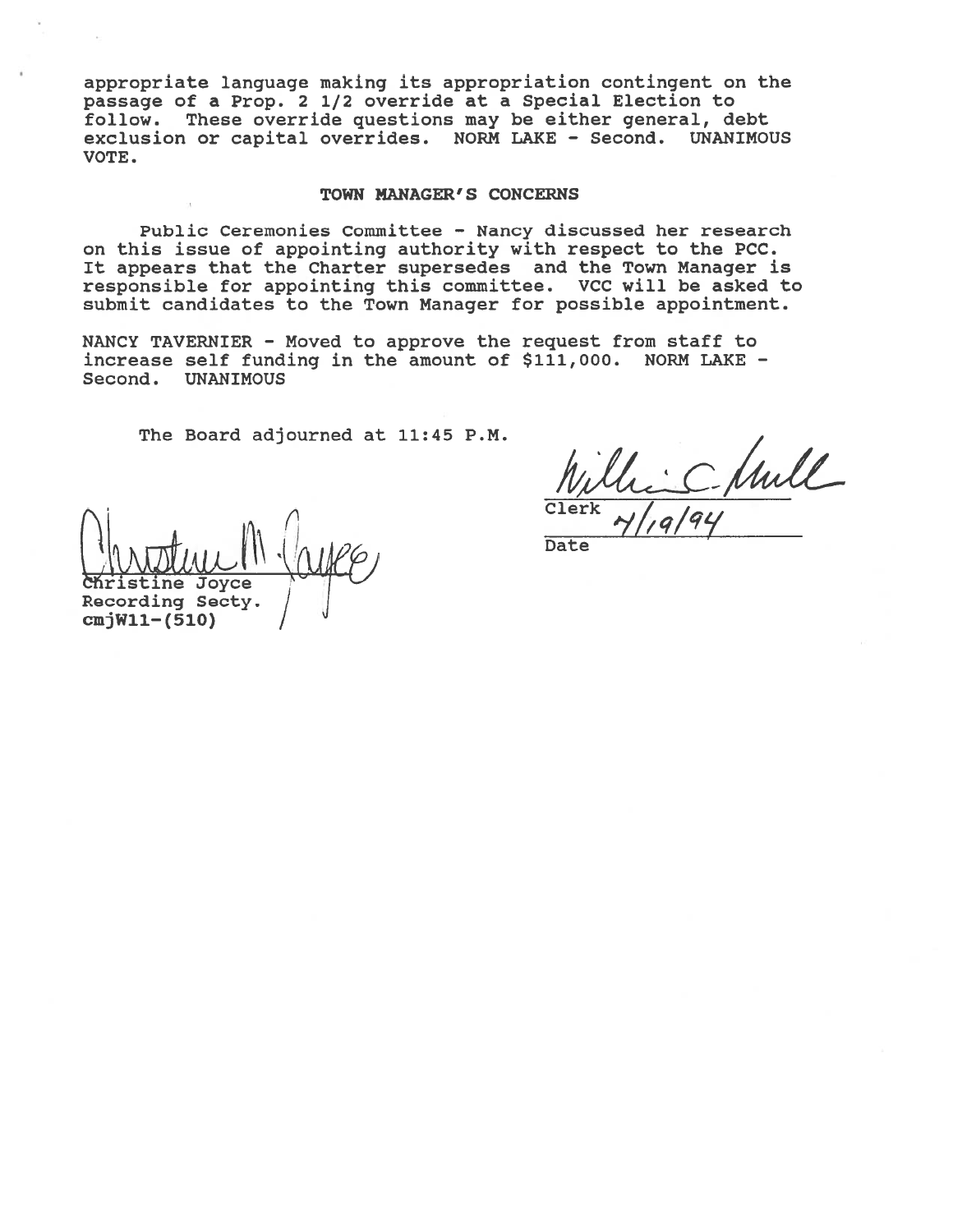appropriate language making its appropriation contingent on the passage of a Prop. 2 1/2 override at a Special Election to follow. These override questions may be either general, debt exclusion or capital overrides. NORM LAKE - Second. UNANIMOUS VOTE.

## TOWN MANAGER'S CONCERNS

Public Ceremonies Committee - Nancy discussed her research on this issue of appointing authority with respect to the PCC. It appears that the Charter supersedes and the Town Manager is responsible for appointing this committee. VCC will be asked to submit candidates to the Town Manager for possible appointment.

NANCY TAVERNIER - Moved to approve the request from staff to increase self funding in the amount of $111,000. NORM LAKE - Second. UNANIMOUS

The Board adjourned at 11:45 P.M.

Christine Joyce
Recording Secty.
cmjW11-(510)

Clerk

Date 4/19/94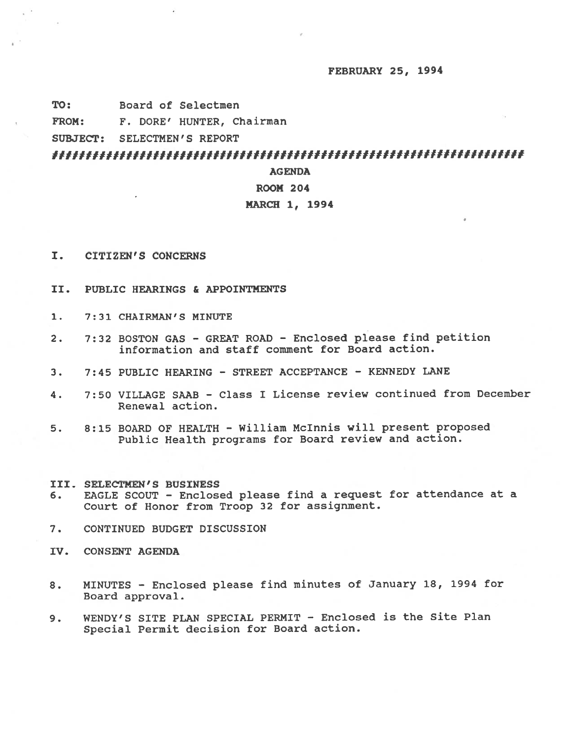FEBRUARY 25, 1994

**TO:** Board of Selectmen

**FROM:** F. DORE' HUNTER, Chairman

**SUBJECT:** SELECTMEN'S REPORT

################################################################################

**AGENDA**

**ROOM 204**

**MARCH 1, 1994**

## I. CITIZEN'S CONCERNS

## II. PUBLIC HEARINGS & APPOINTMENTS

1. 7:31 CHAIRMAN'S MINUTE

2. 7:32 BOSTON GAS - GREAT ROAD - Enclosed please find petition information and staff comment for Board action.

3. 7:45 PUBLIC HEARING - STREET ACCEPTANCE - KENNEDY LANE

4. 7:50 VILLAGE SAAB - Class I License review continued from December Renewal action.

5. 8:15 BOARD OF HEALTH - William McInnis will present proposed Public Health programs for Board review and action.

## III. SELECTMEN'S BUSINESS

6. EAGLE SCOUT - Enclosed please find a request for attendance at a Court of Honor from Troop 32 for assignment.

7. CONTINUED BUDGET DISCUSSION

## IV. CONSENT AGENDA

8. MINUTES - Enclosed please find minutes of January 18, 1994 for Board approval.

9. WENDY'S SITE PLAN SPECIAL PERMIT - Enclosed is the Site Plan Special Permit decision for Board action.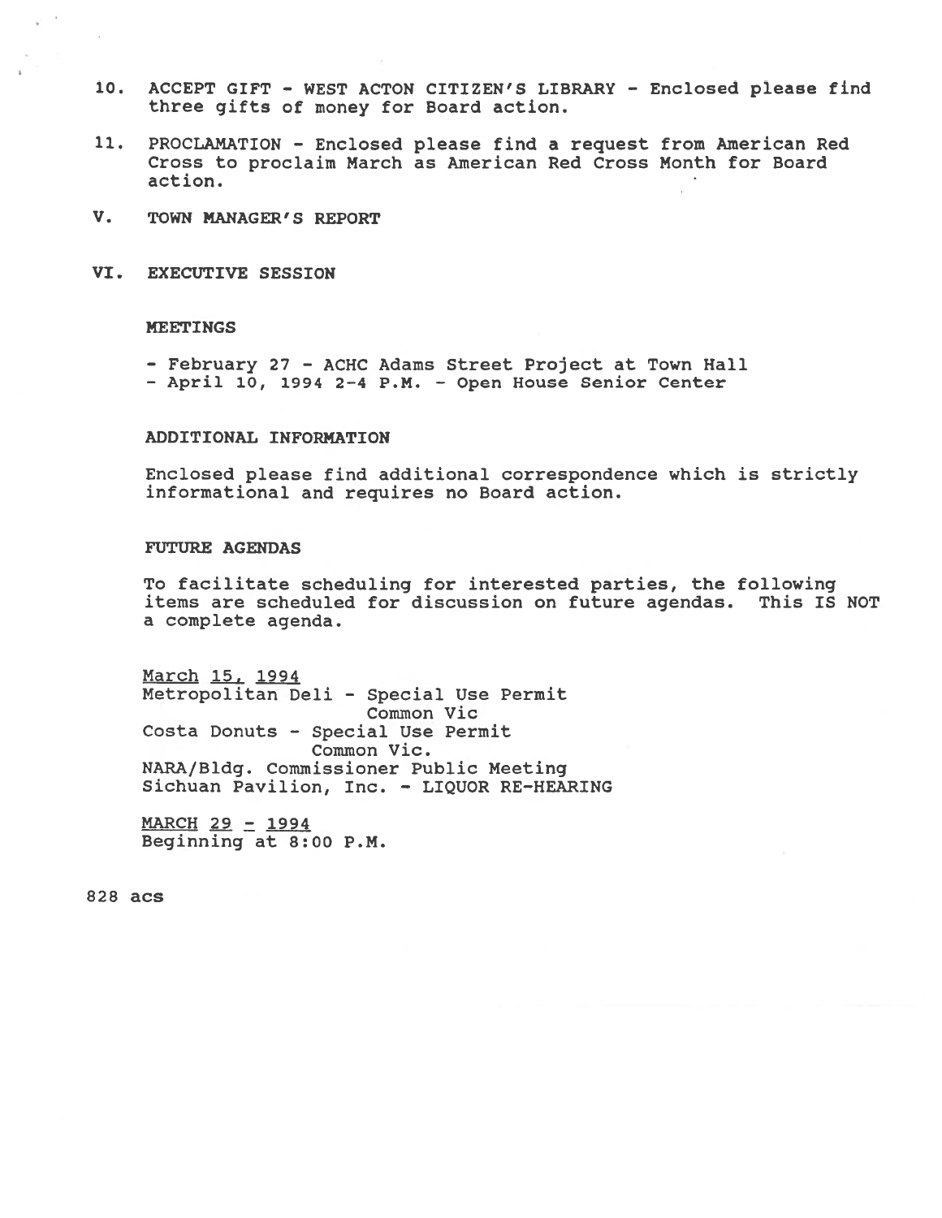10. ACCEPT GIFT - WEST ACTON CITIZEN'S LIBRARY - Enclosed please find three gifts of money for Board action.

11. PROCLAMATION - Enclosed please find a request from American Red Cross to proclaim March as American Red Cross Month for Board action.

## V. TOWN MANAGER'S REPORT

## VI. EXECUTIVE SESSION

### MEETINGS

- February 27 - ACHC Adams Street Project at Town Hall
- April 10, 1994 2-4 P.M. - Open House Senior Center

### ADDITIONAL INFORMATION

Enclosed please find additional correspondence which is strictly informational and requires no Board action.

### FUTURE AGENDAS

To facilitate scheduling for interested parties, the following items are scheduled for discussion on future agendas. This IS NOT a complete agenda.

March 15, 1994
Metropolitan Deli - Special Use Permit
Common Vic
Costa Donuts - Special Use Permit
Common Vic.
NARA/Bldg. Commissioner Public Meeting
Sichuan Pavilion, Inc. - LIQUOR RE-HEARING

MARCH 29 - 1994
Beginning at 8:00 P.M.

828 acs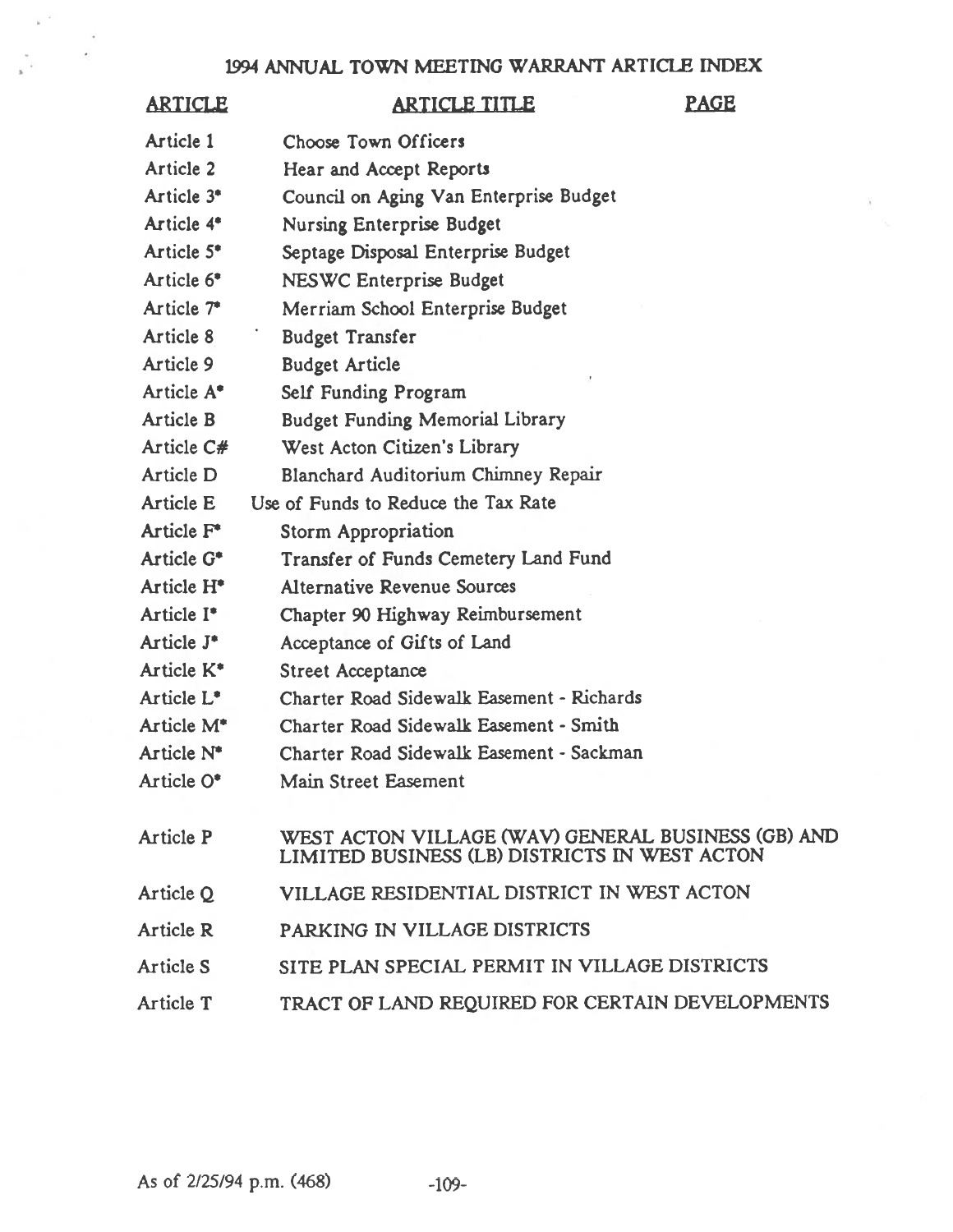# 1994 ANNUAL TOWN MEETING WARRANT ARTICLE INDEX

| ARTICLE | ARTICLE TITLE | PAGE |
|---|---|---|
| Article 1 | Choose Town Officers | |
| Article 2 | Hear and Accept Reports | |
| Article 3* | Council on Aging Van Enterprise Budget | |
| Article 4* | Nursing Enterprise Budget | |
| Article 5* | Septage Disposal Enterprise Budget | |
| Article 6* | NESWC Enterprise Budget | |
| Article 7* | Merriam School Enterprise Budget | |
| Article 8 | Budget Transfer | |
| Article 9 | Budget Article | |
| Article A* | Self Funding Program | |
| Article B | Budget Funding Memorial Library | |
| Article C# | West Acton Citizen's Library | |
| Article D | Blanchard Auditorium Chimney Repair | |
| Article E | Use of Funds to Reduce the Tax Rate | |
| Article F* | Storm Appropriation | |
| Article G* | Transfer of Funds Cemetery Land Fund | |
| Article H* | Alternative Revenue Sources | |
| Article I* | Chapter 90 Highway Reimbursement | |
| Article J* | Acceptance of Gifts of Land | |
| Article K* | Street Acceptance | |
| Article L* | Charter Road Sidewalk Easement - Richards | |
| Article M* | Charter Road Sidewalk Easement - Smith | |
| Article N* | Charter Road Sidewalk Easement - Sackman | |
| Article O* | Main Street Easement | |
| Article P | WEST ACTON VILLAGE (WAV) GENERAL BUSINESS (GB) AND LIMITED BUSINESS (LB) DISTRICTS IN WEST ACTON | |
| Article Q | VILLAGE RESIDENTIAL DISTRICT IN WEST ACTON | |
| Article R | PARKING IN VILLAGE DISTRICTS | |
| Article S | SITE PLAN SPECIAL PERMIT IN VILLAGE DISTRICTS | |
| Article T | TRACT OF LAND REQUIRED FOR CERTAIN DEVELOPMENTS | |

As of 2/25/94 p.m. (468)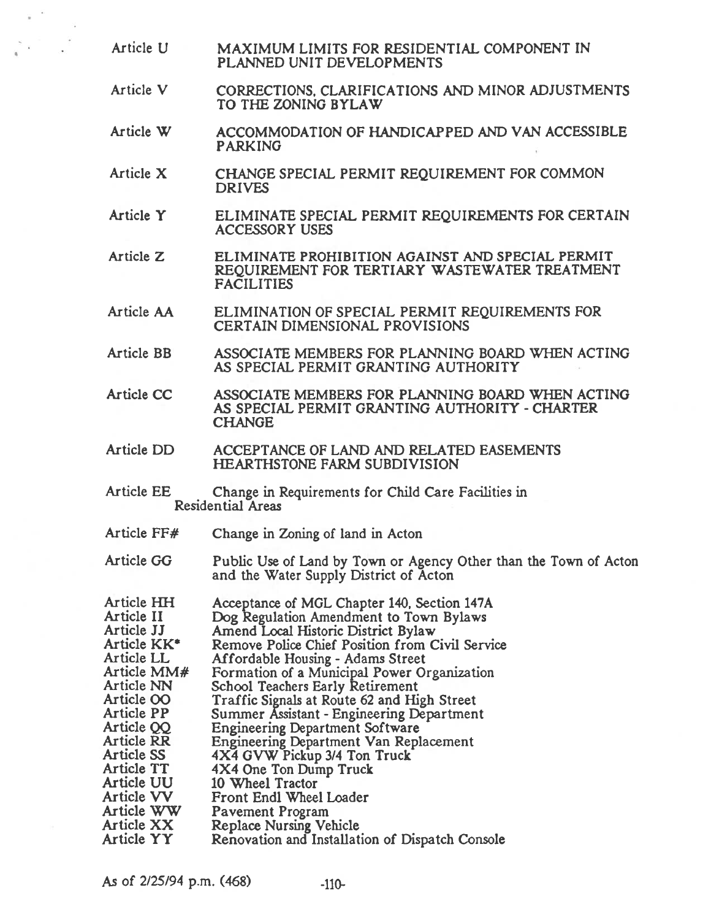Article U MAXIMUM LIMITS FOR RESIDENTIAL COMPONENT IN PLANNED UNIT DEVELOPMENTS

Article V CORRECTIONS, CLARIFICATIONS AND MINOR ADJUSTMENTS TO THE ZONING BYLAW

Article W ACCOMMODATION OF HANDICAPPED AND VAN ACCESSIBLE PARKING

Article X CHANGE SPECIAL PERMIT REQUIREMENT FOR COMMON DRIVES

Article Y ELIMINATE SPECIAL PERMIT REQUIREMENTS FOR CERTAIN ACCESSORY USES

Article Z ELIMINATE PROHIBITION AGAINST AND SPECIAL PERMIT REQUIREMENT FOR TERTIARY WASTEWATER TREATMENT FACILITIES

Article AA ELIMINATION OF SPECIAL PERMIT REQUIREMENTS FOR CERTAIN DIMENSIONAL PROVISIONS

Article BB ASSOCIATE MEMBERS FOR PLANNING BOARD WHEN ACTING AS SPECIAL PERMIT GRANTING AUTHORITY

Article CC ASSOCIATE MEMBERS FOR PLANNING BOARD WHEN ACTING AS SPECIAL PERMIT GRANTING AUTHORITY - CHARTER CHANGE

Article DD ACCEPTANCE OF LAND AND RELATED EASEMENTS HEARTHSTONE FARM SUBDIVISION

Article EE Change in Requirements for Child Care Facilities in Residential Areas

Article FF# Change in Zoning of land in Acton

Article GG Public Use of Land by Town or Agency Other than the Town of Acton and the Water Supply District of Acton

Article HH Acceptance of MGL Chapter 140, Section 147A
Article II Dog Regulation Amendment to Town Bylaws
Article JJ Amend Local Historic District Bylaw
Article KK* Remove Police Chief Position from Civil Service
Article LL Affordable Housing - Adams Street
Article MM# Formation of a Municipal Power Organization
Article NN School Teachers Early Retirement
Article OO Traffic Signals at Route 62 and High Street
Article PP Summer Assistant - Engineering Department
Article QQ Engineering Department Software
Article RR Engineering Department Van Replacement
Article SS 4X4 GVW Pickup 3/4 Ton Truck
Article TT 4X4 One Ton Dump Truck
Article UU 10 Wheel Tractor
Article VV Front Endl Wheel Loader
Article WW Pavement Program
Article XX Replace Nursing Vehicle
Article YY Renovation and Installation of Dispatch Console

As of 2/25/94 p.m. (468)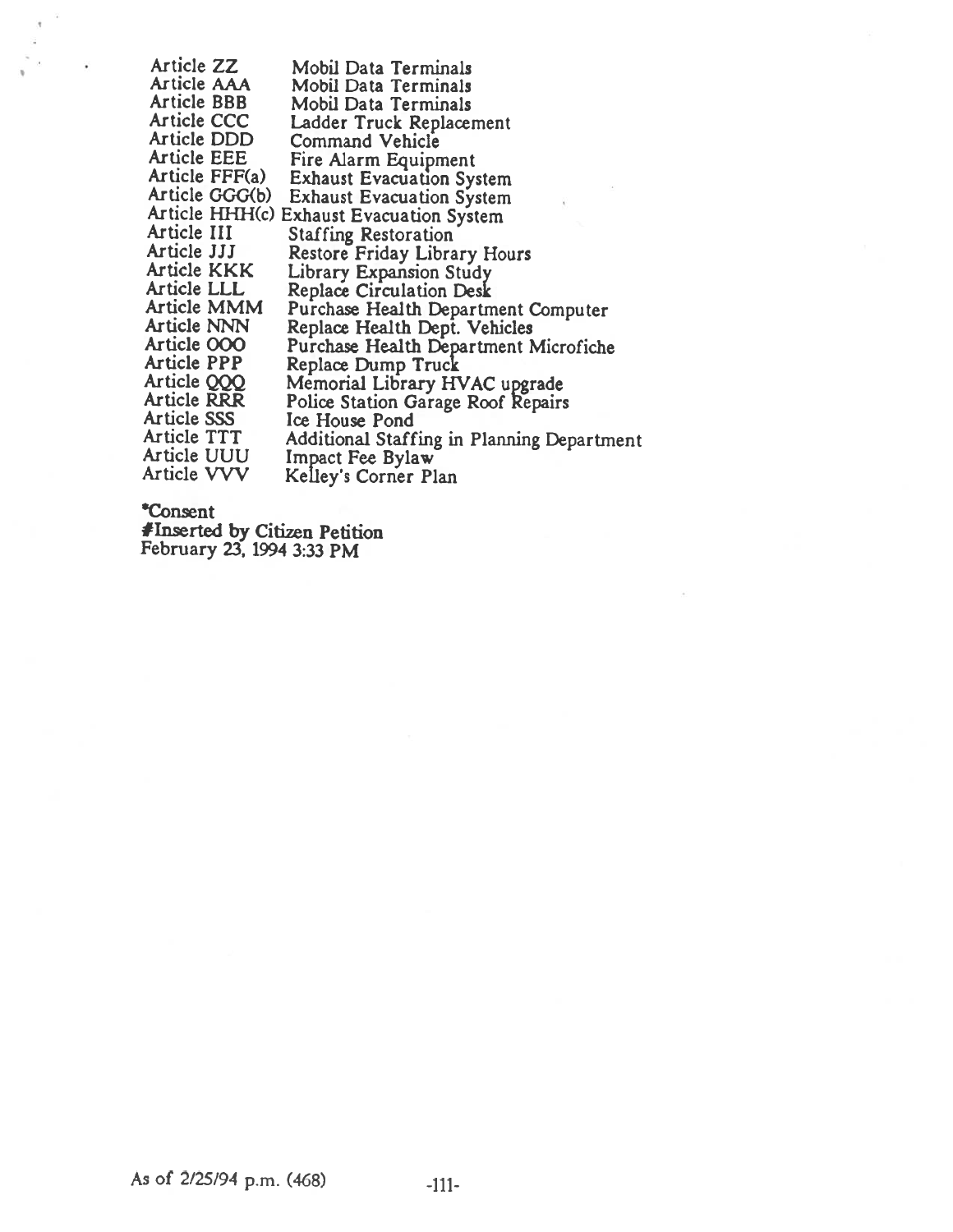| | |
|---|---|
| Article ZZ | Mobil Data Terminals |
| Article AAA | Mobil Data Terminals |
| Article BBB | Mobil Data Terminals |
| Article CCC | Ladder Truck Replacement |
| Article DDD | Command Vehicle |
| Article EEE | Fire Alarm Equipment |
| Article FFF(a) | Exhaust Evacuation System |
| Article GGG(b) | Exhaust Evacuation System |
| Article HHH(c) | Exhaust Evacuation System |
| Article III | Staffing Restoration |
| Article JJJ | Restore Friday Library Hours |
| Article KKK | Library Expansion Study |
| Article LLL | Replace Circulation Desk |
| Article MMM | Purchase Health Department Computer |
| Article NNN | Replace Health Dept. Vehicles |
| Article OOO | Purchase Health Department Microfiche |
| Article PPP | Replace Dump Truck |
| Article QQQ | Memorial Library HVAC upgrade |
| Article RRR | Police Station Garage Roof Repairs |
| Article SSS | Ice House Pond |
| Article TTT | Additional Staffing in Planning Department |
| Article UUU | Impact Fee Bylaw |
| Article VVV | Kelley's Corner Plan |

*Consent
#Inserted by Citizen Petition
February 23, 1994 3:33 PM

As of 2/25/94 p.m. (468)